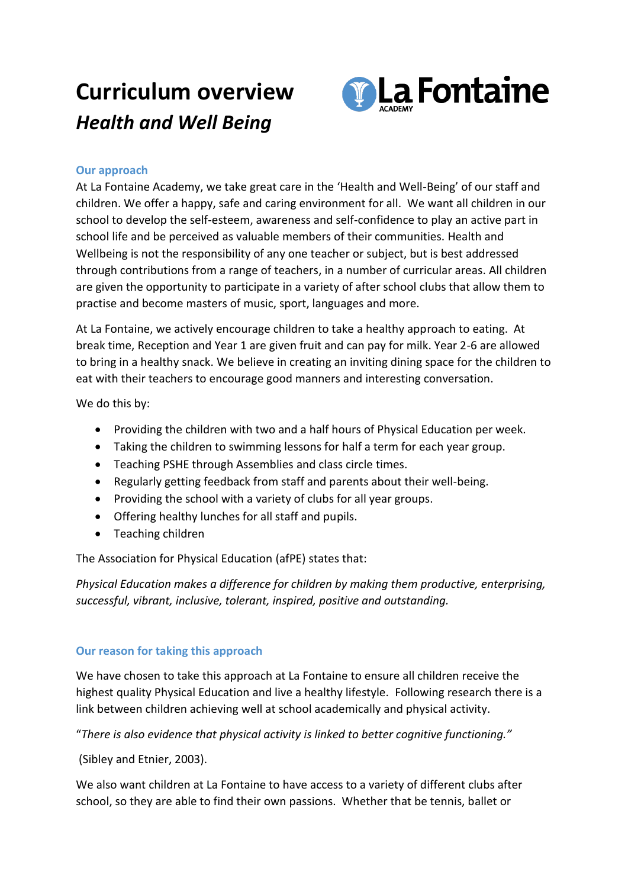# Curriculum overview

## *Health and Well Being*

### Our approach

At La Fontaine Academy, we take great care in the 'Health and Well-Being' of our staff and children. We offer a happy, safe and caring environment for all. We want all children in our school to develop the self-esteem, awareness and self-confidence to play an active part in school life and be perceived as valuable members of their communities. Health and Wellbeing is not the responsibility of any one teacher or subject, but is best addressed through contributions from a range of teachers, in a number of curricular areas. All children are given the opportunity to participate in a variety of after school clubs that allow them to practise and become masters of music, sport, languages and more.

At La Fontaine, we actively encourage children to take a healthy approach to eating. At break time, Reception and Year 1 are given fruit and can pay for milk. Year 2-6 are allowed to bring in a healthy snack. We believe in creating an inviting dining space for the children to eat with their teachers to encourage good manners and interesting conversation.

We do this by:

- Providing the children with two and a half hours of Physical Education per week.
- Taking the children to swimming lessons for half a term for each year group.
- Teaching PSHE through Assemblies and class circle times.
- Regularly getting feedback from staff and parents about their well-being.
- Providing the school with a variety of clubs for all year groups.
- Offering healthy lunches for all staff and pupils.
- Teaching children

The Association for Physical Education (afPE) states that:

*Physical Education makes a difference for children by making them productive, enterprising, successful, vibrant, inclusive, tolerant, inspired, positive and outstanding.*

### Our reason for taking this approach

We have chosen to take this approach at La Fontaine to ensure all children receive the highest quality Physical Education and live a healthy lifestyle. Following research there is a link between children achieving well at school academically and physical activity.

"*There is also evidence that physical activity is linked to better cognitive functioning."*

(Sibley and Etnier, 2003).

We also want children at La Fontaine to have access to a variety of different clubs after school, so they are able to find their own passions. Whether that be tennis, ballet or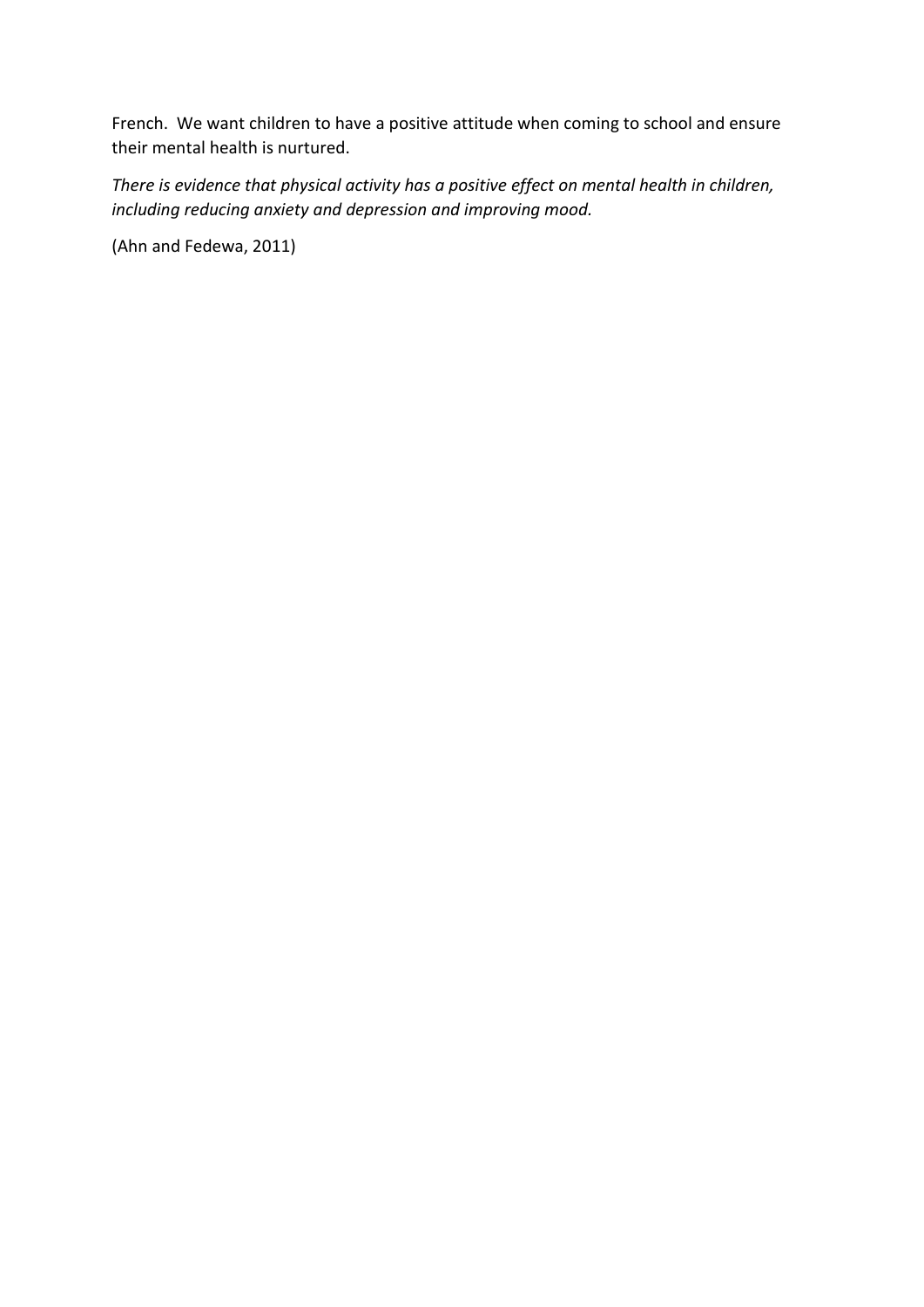French. We want children to have a positive attitude when coming to school and ensure their mental health is nurtured.

*There is evidence that physical activity has a positive effect on mental health in children, including reducing anxiety and depression and improving mood.*

(Ahn and Fedewa, 2011)